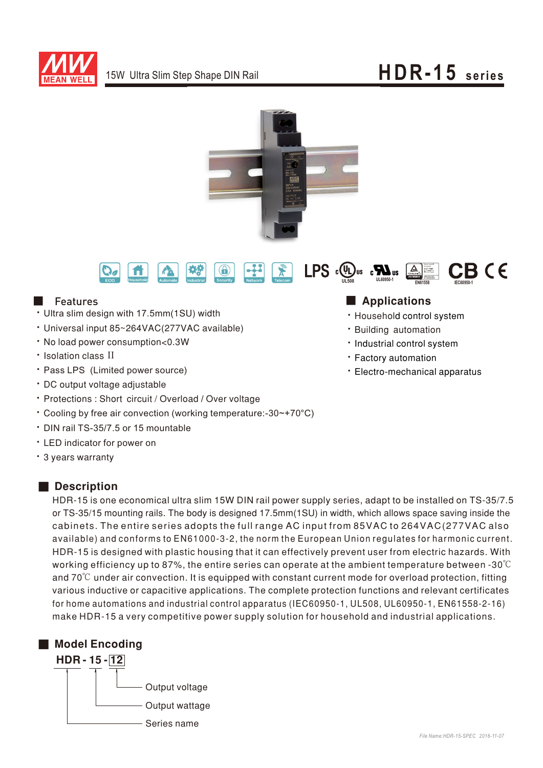MEAN WELL

15W Ultra Slim Step Shape DIN Rail

# HDR-15 series

ECO Household Automate Industrial Security Network Telecom LPS UL508 UL60950-1 EN61558 IEC60950-1 CB CE

## Features

- Ultra slim design with 17.5mm(1SU) width
- Universal input 85~264VAC(277VAC available)
- No load power consumption<0.3W
- Isolation class II
- Pass LPS (Limited power source)
- DC output voltage adjustable
- Protections : Short circuit / Overload / Over voltage
- Cooling by free air convection (working temperature:-30~+70°C)
- DIN rail TS-35/7.5 or 15 mountable
- LED indicator for power on
- 3 years warranty

## Applications

- Household control system
- Building automation
- Industrial control system
- Factory automation
- Electro-mechanical apparatus

## Description

HDR-15 is one economical ultra slim 15W DIN rail power supply series, adapt to be installed on TS-35/7.5 or TS-35/15 mounting rails. The body is designed 17.5mm(1SU) in width, which allows space saving inside the cabinets. The entire series adopts the full range AC input from 85VAC to 264VAC(277VAC also available) and conforms to EN61000-3-2, the norm the European Union regulates for harmonic current. HDR-15 is designed with plastic housing that it can effectively prevent user from electric hazards. With working efficiency up to 87%, the entire series can operate at the ambient temperature between -30℃ and 70℃ under air convection. It is equipped with constant current mode for overload protection, fitting various inductive or capacitive applications. The complete protection functions and relevant certificates for home automations and industrial control apparatus (IEC60950-1, UL508, UL60950-1, EN61558-2-16) make HDR-15 a very competitive power supply solution for household and industrial applications.

## Model Encoding

**HDR - 15 - 12**

- 12 — Output voltage
- 15 — Output wattage
- HDR — Series name

File Name:HDR-15-SPEC 2016-11-07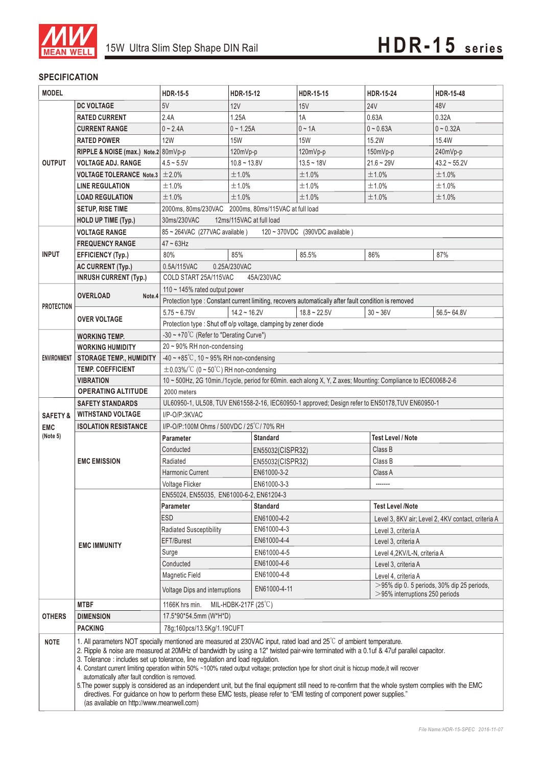# 15W Ultra Slim Step Shape DIN Rail — HDR-15 series

## SPECIFICATION

| MODEL | | HDR-15-5 | HDR-15-12 | HDR-15-15 | HDR-15-24 | HDR-15-48 |
|---|---|---|---|---|---|---|
| OUTPUT | DC VOLTAGE | 5V | 12V | 15V | 24V | 48V |
| | RATED CURRENT | 2.4A | 1.25A | 1A | 0.63A | 0.32A |
| | CURRENT RANGE | 0 ~ 2.4A | 0 ~ 1.25A | 0 ~ 1A | 0 ~ 0.63A | 0 ~ 0.32A |
| | RATED POWER | 12W | 15W | 15W | 15.2W | 15.4W |
| | RIPPLE & NOISE (max.) Note.2 | 80mVp-p | 120mVp-p | 120mVp-p | 150mVp-p | 240mVp-p |
| | VOLTAGE ADJ. RANGE | 4.5 ~ 5.5V | 10.8 ~ 13.8V | 13.5 ~ 18V | 21.6 ~ 29V | 43.2 ~ 55.2V |
| | VOLTAGE TOLERANCE Note.3 | ±2.0% | ±1.0% | ±1.0% | ±1.0% | ±1.0% |
| | LINE REGULATION | ±1.0% | ±1.0% | ±1.0% | ±1.0% | ±1.0% |
| | LOAD REGULATION | ±1.0% | ±1.0% | ±1.0% | ±1.0% | ±1.0% |
| | SETUP, RISE TIME | 2000ms, 80ms/230VAC 2000ms, 80ms/115VAC at full load | | | | |
| | HOLD UP TIME (Typ.) | 30ms/230VAC 12ms/115VAC at full load | | | | |
| INPUT | VOLTAGE RANGE | 85 ~ 264VAC (277VAC available) 120 ~ 370VDC (390VDC available) | | | | |
| | FREQUENCY RANGE | 47 ~ 63Hz | | | | |
| | EFFICIENCY (Typ.) | 80% | 85% | 85.5% | 86% | 87% |
| | AC CURRENT (Typ.) | 0.5A/115VAC 0.25A/230VAC | | | | |
| | INRUSH CURRENT (Typ.) | COLD START 25A/115VAC 45A/230VAC | | | | |
| PROTECTION | OVERLOAD Note.4 | 110 ~ 145% rated output power | | | | |
| | | Protection type : Constant current limiting, recovers automatically after fault condition is removed | | | | |
| | OVER VOLTAGE | 5.75 ~ 6.75V | 14.2 ~ 16.2V | 18.8 ~ 22.5V | 30 ~ 36V | 56.5~ 64.8V |
| | | Protection type : Shut off o/p voltage, clamping by zener diode | | | | |
| ENVIRONMENT | WORKING TEMP. | -30 ~ +70℃ (Refer to "Derating Curve") | | | | |
| | WORKING HUMIDITY | 20 ~ 90% RH non-condensing | | | | |
| | STORAGE TEMP., HUMIDITY | -40 ~ +85℃, 10 ~ 95% RH non-condensing | | | | |
| | TEMP. COEFFICIENT | ±0.03%/℃ (0 ~ 50℃) RH non-condensing | | | | |
| | VIBRATION | 10 ~ 500Hz, 2G 10min./1cycle, period for 60min. each along X, Y, Z axes; Mounting: Compliance to IEC60068-2-6 | | | | |
| | OPERATING ALTITUDE | 2000 meters | | | | |
| SAFETY & EMC (Note 5) | SAFETY STANDARDS | UL60950-1, UL508, TUV EN61558-2-16, IEC60950-1 approved; Design refer to EN50178,TUV EN60950-1 | | | | |
| | WITHSTAND VOLTAGE | I/P-O/P:3KVAC | | | | |
| | ISOLATION RESISTANCE | I/P-O/P:100M Ohms / 500VDC / 25℃/ 70% RH | | | | |
| | EMC EMISSION | **Parameter** | **Standard** | | **Test Level / Note** | |
| | | Conducted | EN55032(CISPR32) | | Class B | |
| | | Radiated | EN55032(CISPR32) | | Class B | |
| | | Harmonic Current | EN61000-3-2 | | Class A | |
| | | Voltage Flicker | EN61000-3-3 | | ------- | |
| | EMC IMMUNITY | EN55024, EN55035, EN61000-6-2, EN61204-3 | | | | |
| | | **Parameter** | **Standard** | | **Test Level /Note** | |
| | | ESD | EN61000-4-2 | | Level 3, 8KV air; Level 2, 4KV contact, criteria A | |
| | | Radiated Susceptibility | EN61000-4-3 | | Level 3, criteria A | |
| | | EFT/Burest | EN61000-4-4 | | Level 3, criteria A | |
| | | Surge | EN61000-4-5 | | Level 4,2KV/L-N, criteria A | |
| | | Conducted | EN61000-4-6 | | Level 3, criteria A | |
| | | Magnetic Field | EN61000-4-8 | | Level 4, criteria A | |
| | | Voltage Dips and interruptions | EN61000-4-11 | | >95% dip 0. 5 periods, 30% dip 25 periods, >95% interruptions 250 periods | |
| OTHERS | MTBF | 1166K hrs min. MIL-HDBK-217F (25℃) | | | | |
| | DIMENSION | 17.5*90*54.5mm (W*H*D) | | | | |
| | PACKING | 78g;160pcs/13.5Kg/1.19CUFT | | | | |

**NOTE**

1. All parameters NOT specially mentioned are measured at 230VAC input, rated load and 25℃ of ambient temperature.
2. Ripple & noise are measured at 20MHz of bandwidth by using a 12" twisted pair-wire terminated with a 0.1uf & 47uf parallel capacitor.
3. Tolerance : includes set up tolerance, line regulation and load regulation.
4. Constant current limiting operation within 50% ~100% rated output voltage; protection type for short ciruit is hiccup mode,it will recover automatically after fault condition is removed.
5. The power supply is considered as an independent unit, but the final equipment still need to re-confirm that the whole system complies with the EMC directives. For guidance on how to perform these EMC tests, please refer to "EMI testing of component power supplies." (as available on http://www.meanwell.com)

File Name:HDR-15-SPEC 2016-11-07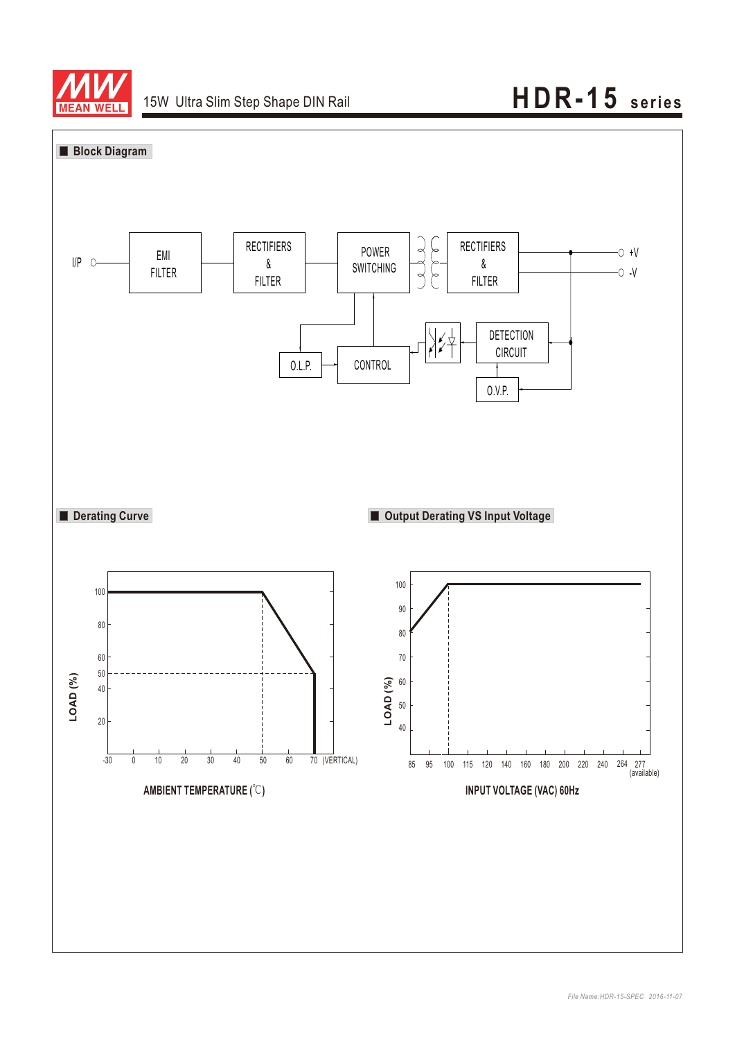# 15W Ultra Slim Step Shape DIN Rail — HDR-15 series

## Block Diagram

I/P → EMI FILTER → RECTIFIERS & FILTER → POWER SWITCHING → RECTIFIERS & FILTER → +V / -V

DETECTION CIRCUIT, O.V.P., CONTROL, O.L.P.

## Derating Curve

LOAD (%)

AMBIENT TEMPERATURE (℃)

-30, 0, 10, 20, 30, 40, 50, 60, 70 (VERTICAL)

100, 80, 60, 50, 40, 20

## Output Derating VS Input Voltage

LOAD (%)

INPUT VOLTAGE (VAC) 60Hz

85, 95, 100, 115, 120, 140, 160, 180, 200, 220, 240, 264, 277 (available)

100, 90, 80, 70, 60, 50, 40

*File Name:HDR-15-SPEC 2016-11-07*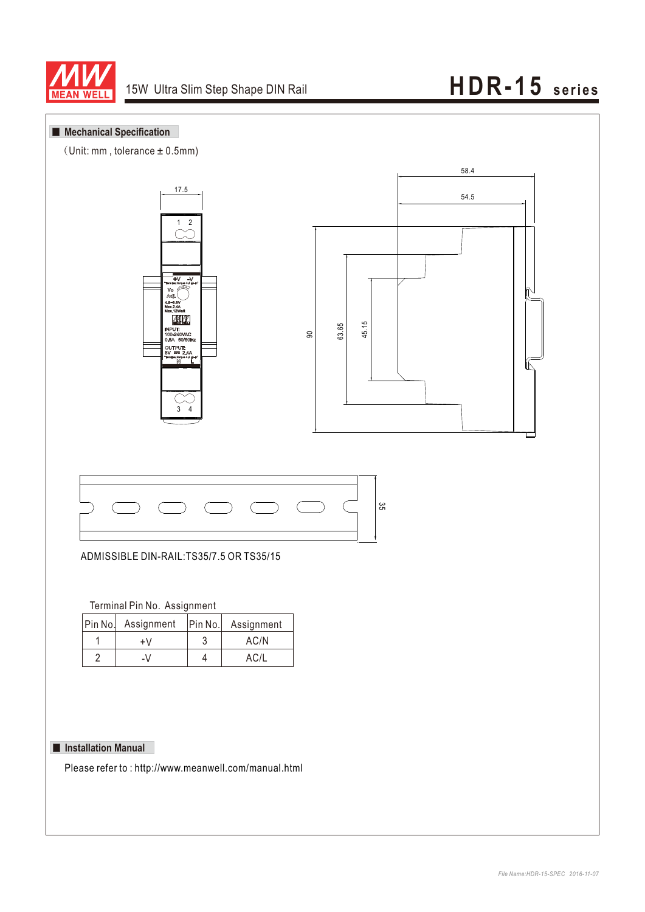# HDR-15 series

15W Ultra Slim Step Shape DIN Rail

## Mechanical Specification

(Unit: mm , tolerance ± 0.5mm)

17.5

1 2

+V -V

Vo ADJ.

4.5~5.5V
Max.2.4A
Max.12Watt

INPUT:
100-240VAC
0.5A 50/60Hz

OUTPUT:
5V 2.4A

N L

3 4

58.4

54.5

90

63.65

45.15

35

ADMISSIBLE DIN-RAIL:TS35/7.5 OR TS35/15

Terminal Pin No. Assignment

| Pin No. | Assignment | Pin No. | Assignment |
|---|---|---|---|
| 1 | +V | 3 | AC/N |
| 2 | -V | 4 | AC/L |

## Installation Manual

Please refer to : http://www.meanwell.com/manual.html